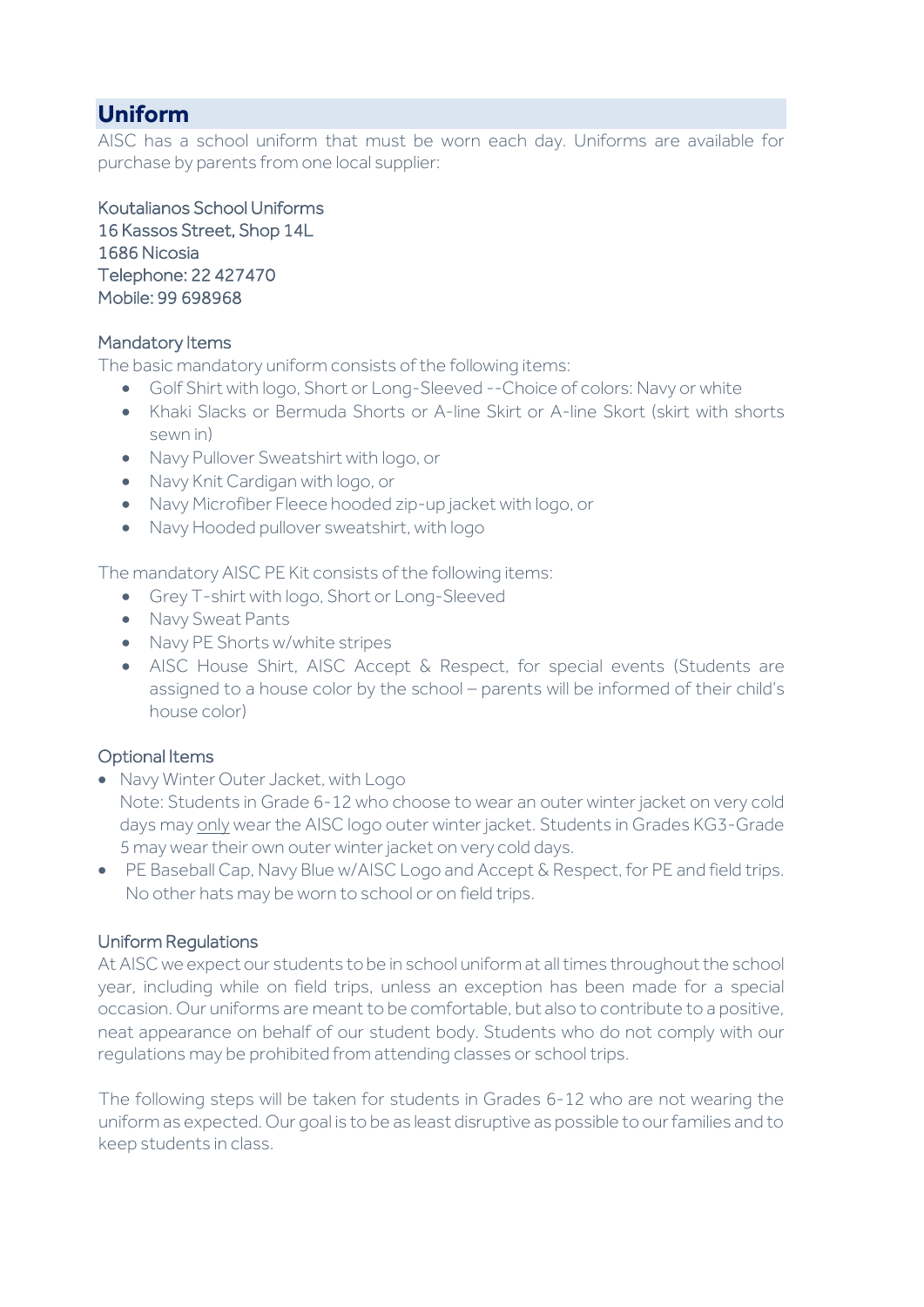## Uniform

AISC has a school uniform that must be worn each day. Uniforms are available for purchase by parents from one local supplier:

Koutalianos School Uniforms  
16 Kassos Street, Shop 14L  
1686 Nicosia  
Telephone: 22 427470  
Mobile: 99 698968

### Mandatory Items

The basic mandatory uniform consists of the following items:

- Golf Shirt with logo, Short or Long-Sleeved --Choice of colors: Navy or white
- Khaki Slacks or Bermuda Shorts or A-line Skirt or A-line Skort (skirt with shorts sewn in)
- Navy Pullover Sweatshirt with logo, or
- Navy Knit Cardigan with logo, or
- Navy Microfiber Fleece hooded zip-up jacket with logo, or
- Navy Hooded pullover sweatshirt, with logo

The mandatory AISC PE Kit consists of the following items:

- Grey T-shirt with logo, Short or Long-Sleeved
- Navy Sweat Pants
- Navy PE Shorts w/white stripes
- AISC House Shirt, AISC Accept & Respect, for special events (Students are assigned to a house color by the school – parents will be informed of their child's house color)

### Optional Items

- Navy Winter Outer Jacket, with Logo  
  Note: Students in Grade 6-12 who choose to wear an outer winter jacket on very cold days may <u>only</u> wear the AISC logo outer winter jacket. Students in Grades KG3-Grade 5 may wear their own outer winter jacket on very cold days.
- PE Baseball Cap, Navy Blue w/AISC Logo and Accept & Respect, for PE and field trips. No other hats may be worn to school or on field trips.

### Uniform Regulations

At AISC we expect our students to be in school uniform at all times throughout the school year, including while on field trips, unless an exception has been made for a special occasion. Our uniforms are meant to be comfortable, but also to contribute to a positive, neat appearance on behalf of our student body. Students who do not comply with our regulations may be prohibited from attending classes or school trips.

The following steps will be taken for students in Grades 6-12 who are not wearing the uniform as expected. Our goal is to be as least disruptive as possible to our families and to keep students in class.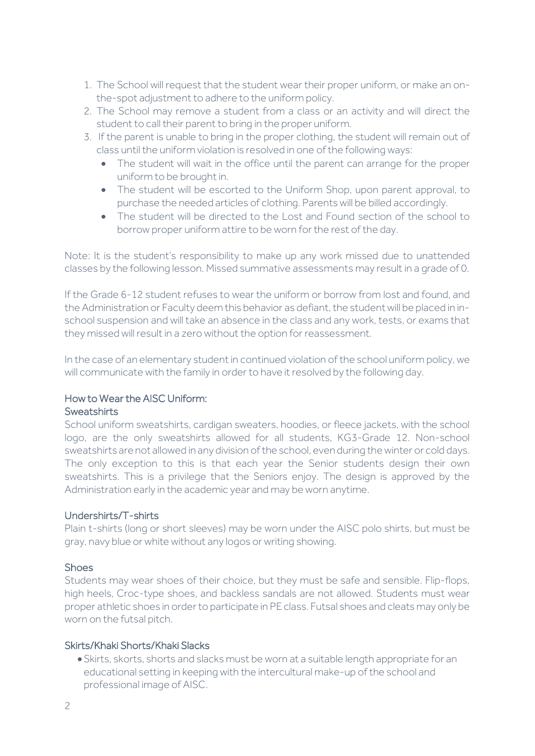1. The School will request that the student wear their proper uniform, or make an on-the-spot adjustment to adhere to the uniform policy.
2. The School may remove a student from a class or an activity and will direct the student to call their parent to bring in the proper uniform.
3. If the parent is unable to bring in the proper clothing, the student will remain out of class until the uniform violation is resolved in one of the following ways:
   - The student will wait in the office until the parent can arrange for the proper uniform to be brought in.
   - The student will be escorted to the Uniform Shop, upon parent approval, to purchase the needed articles of clothing. Parents will be billed accordingly.
   - The student will be directed to the Lost and Found section of the school to borrow proper uniform attire to be worn for the rest of the day.

Note: It is the student's responsibility to make up any work missed due to unattended classes by the following lesson. Missed summative assessments may result in a grade of 0.

If the Grade 6-12 student refuses to wear the uniform or borrow from lost and found, and the Administration or Faculty deem this behavior as defiant, the student will be placed in in-school suspension and will take an absence in the class and any work, tests, or exams that they missed will result in a zero without the option for reassessment.

In the case of an elementary student in continued violation of the school uniform policy, we will communicate with the family in order to have it resolved by the following day.

### How to Wear the AISC Uniform:

#### Sweatshirts

School uniform sweatshirts, cardigan sweaters, hoodies, or fleece jackets, with the school logo, are the only sweatshirts allowed for all students, KG3-Grade 12. Non-school sweatshirts are not allowed in any division of the school, even during the winter or cold days. The only exception to this is that each year the Senior students design their own sweatshirts. This is a privilege that the Seniors enjoy. The design is approved by the Administration early in the academic year and may be worn anytime.

#### Undershirts/T-shirts

Plain t-shirts (long or short sleeves) may be worn under the AISC polo shirts, but must be gray, navy blue or white without any logos or writing showing.

#### Shoes

Students may wear shoes of their choice, but they must be safe and sensible. Flip-flops, high heels, Croc-type shoes, and backless sandals are not allowed. Students must wear proper athletic shoes in order to participate in PE class. Futsal shoes and cleats may only be worn on the futsal pitch.

#### Skirts/Khaki Shorts/Khaki Slacks

- Skirts, skorts, shorts and slacks must be worn at a suitable length appropriate for an educational setting in keeping with the intercultural make-up of the school and professional image of AISC.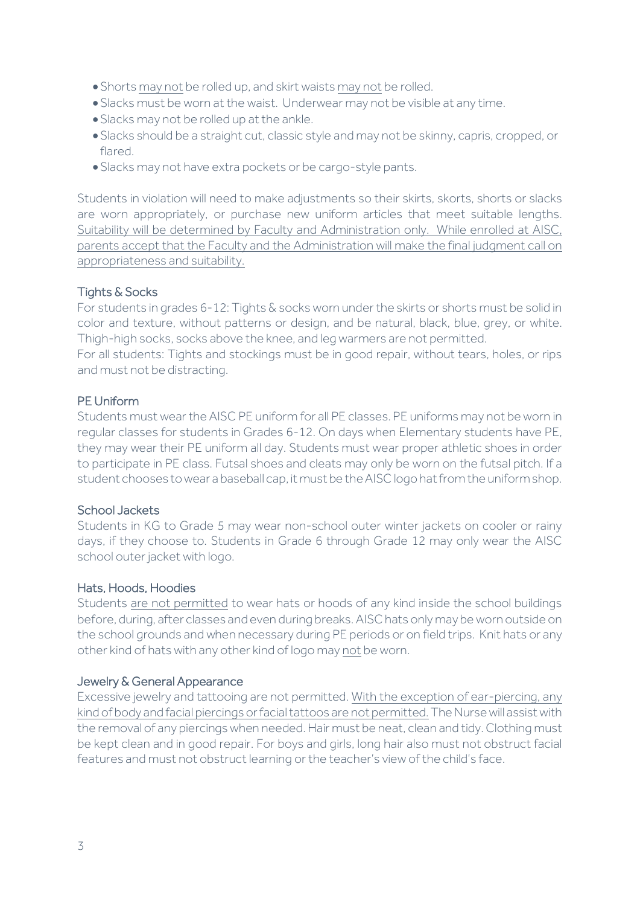- Shorts may not be rolled up, and skirt waists may not be rolled.
- Slacks must be worn at the waist. Underwear may not be visible at any time.
- Slacks may not be rolled up at the ankle.
- Slacks should be a straight cut, classic style and may not be skinny, capris, cropped, or flared.
- Slacks may not have extra pockets or be cargo-style pants.

Students in violation will need to make adjustments so their skirts, skorts, shorts or slacks are worn appropriately, or purchase new uniform articles that meet suitable lengths. Suitability will be determined by Faculty and Administration only. While enrolled at AISC, parents accept that the Faculty and the Administration will make the final judgment call on appropriateness and suitability.

### Tights & Socks

For students in grades 6-12: Tights & socks worn under the skirts or shorts must be solid in color and texture, without patterns or design, and be natural, black, blue, grey, or white. Thigh-high socks, socks above the knee, and leg warmers are not permitted.
For all students: Tights and stockings must be in good repair, without tears, holes, or rips and must not be distracting.

### PE Uniform

Students must wear the AISC PE uniform for all PE classes. PE uniforms may not be worn in regular classes for students in Grades 6-12. On days when Elementary students have PE, they may wear their PE uniform all day. Students must wear proper athletic shoes in order to participate in PE class. Futsal shoes and cleats may only be worn on the futsal pitch. If a student chooses to wear a baseball cap, it must be the AISC logo hat from the uniform shop.

### School Jackets

Students in KG to Grade 5 may wear non-school outer winter jackets on cooler or rainy days, if they choose to. Students in Grade 6 through Grade 12 may only wear the AISC school outer jacket with logo.

### Hats, Hoods, Hoodies

Students are not permitted to wear hats or hoods of any kind inside the school buildings before, during, after classes and even during breaks. AISC hats only may be worn outside on the school grounds and when necessary during PE periods or on field trips. Knit hats or any other kind of hats with any other kind of logo may not be worn.

### Jewelry & General Appearance

Excessive jewelry and tattooing are not permitted. With the exception of ear-piercing, any kind of body and facial piercings or facial tattoos are not permitted. The Nurse will assist with the removal of any piercings when needed. Hair must be neat, clean and tidy. Clothing must be kept clean and in good repair. For boys and girls, long hair also must not obstruct facial features and must not obstruct learning or the teacher's view of the child's face.